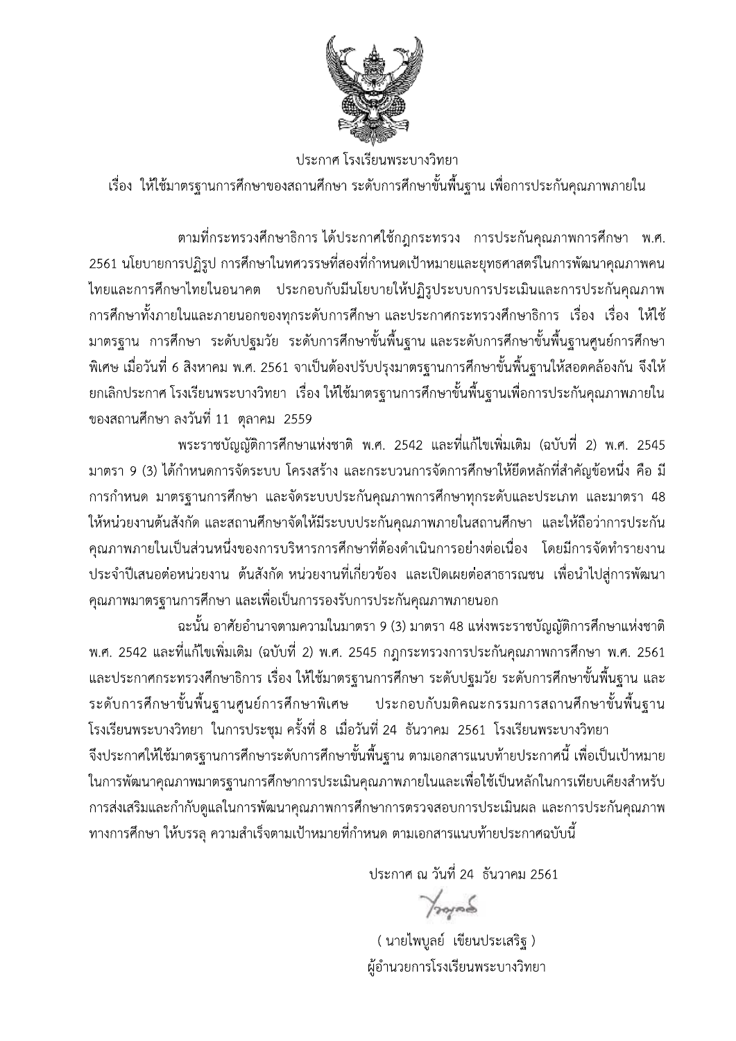ประกาศ โรงเรียนพระบางวิทยา

เรื่อง ให้ใช้มาตรฐานการศึกษาของสถานศึกษา ระดับการศึกษาขั้นพื้นฐาน เพื่อการประกันคุณภาพภายใน

ตามที่กระทรวงศึกษาธิการ ได้ประกาศใช้กฎกระทรวง การประกันคุณภาพการศึกษา พ.ศ. 2561 นโยบายการปฏิรูป การศึกษาในทศวรรษที่สองที่กำหนดเป้าหมายและยุทธศาสตร์ในการพัฒนาคุณภาพคนไทยและการศึกษาไทยในอนาคต ประกอบกับมีนโยบายให้ปฏิรูประบบการประเมินและการประกันคุณภาพการศึกษาทั้งภายในและภายนอกของทุกระดับการศึกษา และประกาศกระทรวงศึกษาธิการ เรื่อง เรื่อง ให้ใช้มาตรฐาน การศึกษา ระดับปฐมวัย ระดับการศึกษาขั้นพื้นฐาน และระดับการศึกษาขั้นพื้นฐานศูนย์การศึกษาพิเศษ เมื่อวันที่ 6 สิงหาคม พ.ศ. 2561 จาเป็นต้องปรับปรุงมาตรฐานการศึกษาขั้นพื้นฐานให้สอดคล้องกัน จึงให้ยกเลิกประกาศ โรงเรียนพระบางวิทยา เรื่อง ให้ใช้มาตรฐานการศึกษาขั้นพื้นฐานเพื่อการประกันคุณภาพภายในของสถานศึกษา ลงวันที่ 11 ตุลาคม 2559

พระราชบัญญัติการศึกษาแห่งชาติ พ.ศ. 2542 และที่แก้ไขเพิ่มเติม (ฉบับที่ 2) พ.ศ. 2545 มาตรา 9 (3) ได้กำหนดการจัดระบบ โครงสร้าง และกระบวนการจัดการศึกษาให้ยึดหลักที่สำคัญข้อหนึ่ง คือ มีการกำหนด มาตรฐานการศึกษา และจัดระบบประกันคุณภาพการศึกษาทุกระดับและประเภท และมาตรา 48 ให้หน่วยงานต้นสังกัด และสถานศึกษาจัดให้มีระบบประกันคุณภาพภายในสถานศึกษา และให้ถือว่าการประกันคุณภาพภายในเป็นส่วนหนึ่งของการบริหารการศึกษาที่ต้องดำเนินการอย่างต่อเนื่อง โดยมีการจัดทำรายงานประจำปีเสนอต่อหน่วยงาน ต้นสังกัด หน่วยงานที่เกี่ยวข้อง และเปิดเผยต่อสาธารณชน เพื่อนำไปสู่การพัฒนาคุณภาพมาตรฐานการศึกษา และเพื่อเป็นการรองรับการประกันคุณภาพภายนอก

ฉะนั้น อาศัยอำนาจตามความในมาตรา 9 (3) มาตรา 48 แห่งพระราชบัญญัติการศึกษาแห่งชาติ พ.ศ. 2542 และที่แก้ไขเพิ่มเติม (ฉบับที่ 2) พ.ศ. 2545 กฎกระทรวงการประกันคุณภาพการศึกษา พ.ศ. 2561 และประกาศกระทรวงศึกษาธิการ เรื่อง ให้ใช้มาตรฐานการศึกษา ระดับปฐมวัย ระดับการศึกษาขั้นพื้นฐาน และระดับการศึกษาขั้นพื้นฐานศูนย์การศึกษาพิเศษ ประกอบกับมติคณะกรรมการสถานศึกษาขั้นพื้นฐาน โรงเรียนพระบางวิทยา ในการประชุม ครั้งที่ 8 เมื่อวันที่ 24 ธันวาคม 2561 โรงเรียนพระบางวิทยา จึงประกาศให้ใช้มาตรฐานการศึกษาระดับการศึกษาขั้นพื้นฐาน ตามเอกสารแนบท้ายประกาศนี้ เพื่อเป็นเป้าหมายในการพัฒนาคุณภาพมาตรฐานการศึกษาการประเมินคุณภาพภายในและเพื่อใช้เป็นหลักในการเทียบเคียงสำหรับการส่งเสริมและกำกับดูแลในการพัฒนาคุณภาพการศึกษาการตรวจสอบการประเมินผล และการประกันคุณภาพทางการศึกษา ให้บรรลุ ความสำเร็จตามเป้าหมายที่กำหนด ตามเอกสารแนบท้ายประกาศฉบับนี้

ประกาศ ณ วันที่ 24 ธันวาคม 2561

( นายไพบูลย์ เขียนประเสริฐ )

ผู้อำนวยการโรงเรียนพระบางวิทยา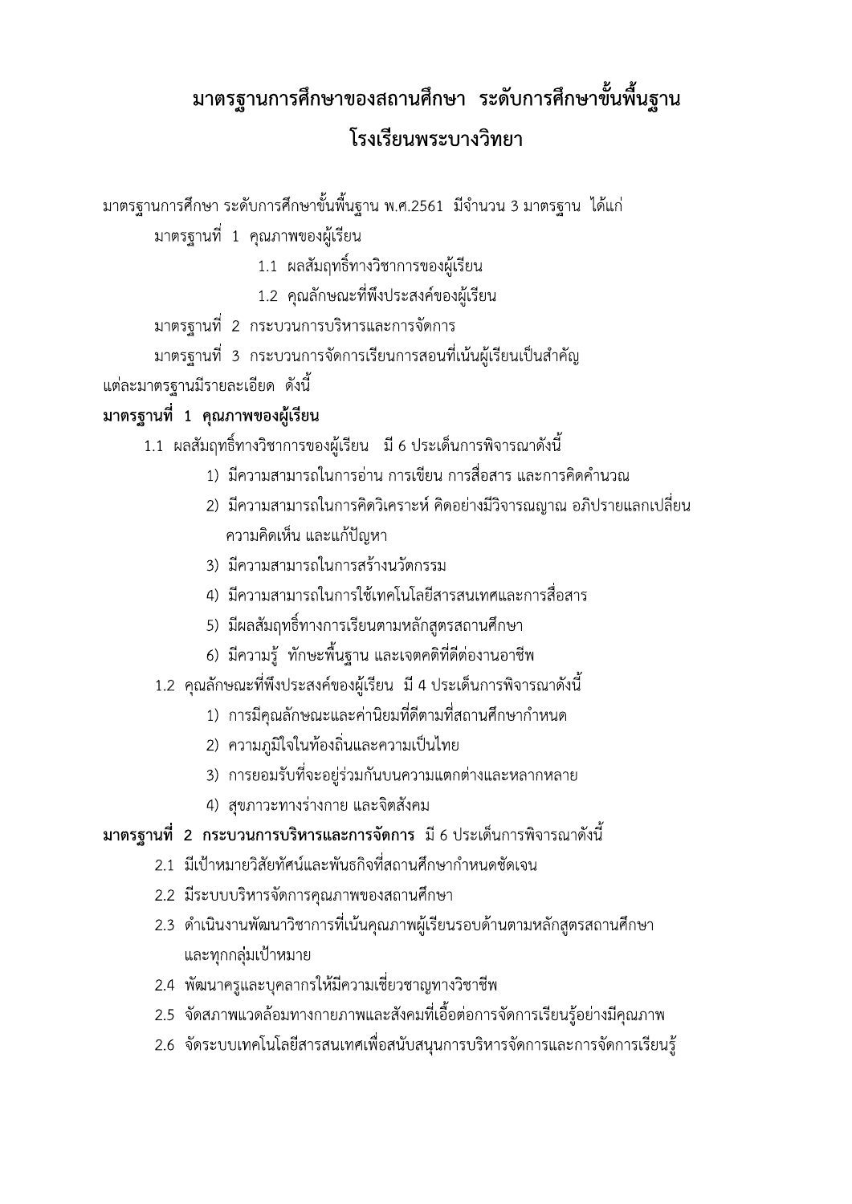# มาตรฐานการศึกษาของสถานศึกษา ระดับการศึกษาขั้นพื้นฐาน
# โรงเรียนพระบางวิทยา

มาตรฐานการศึกษา ระดับการศึกษาขั้นพื้นฐาน พ.ศ.2561 มีจำนวน 3 มาตรฐาน ได้แก่

มาตรฐานที่ 1 คุณภาพของผู้เรียน

1.1 ผลสัมฤทธิ์ทางวิชาการของผู้เรียน

1.2 คุณลักษณะที่พึงประสงค์ของผู้เรียน

มาตรฐานที่ 2 กระบวนการบริหารและการจัดการ

มาตรฐานที่ 3 กระบวนการจัดการเรียนการสอนที่เน้นผู้เรียนเป็นสำคัญ

แต่ละมาตรฐานมีรายละเอียด ดังนี้

**มาตรฐานที่ 1 คุณภาพของผู้เรียน**

1.1 ผลสัมฤทธิ์ทางวิชาการของผู้เรียน มี 6 ประเด็นการพิจารณาดังนี้

1) มีความสามารถในการอ่าน การเขียน การสื่อสาร และการคิดคำนวณ
2) มีความสามารถในการคิดวิเคราะห์ คิดอย่างมีวิจารณญาณ อภิปรายแลกเปลี่ยนความคิดเห็น และแก้ปัญหา
3) มีความสามารถในการสร้างนวัตกรรม
4) มีความสามารถในการใช้เทคโนโลยีสารสนเทศและการสื่อสาร
5) มีผลสัมฤทธิ์ทางการเรียนตามหลักสูตรสถานศึกษา
6) มีความรู้ ทักษะพื้นฐาน และเจตคติที่ดีต่องานอาชีพ

1.2 คุณลักษณะที่พึงประสงค์ของผู้เรียน มี 4 ประเด็นการพิจารณาดังนี้

1) การมีคุณลักษณะและค่านิยมที่ดีตามที่สถานศึกษากำหนด
2) ความภูมิใจในท้องถิ่นและความเป็นไทย
3) การยอมรับที่จะอยู่ร่วมกันบนความแตกต่างและหลากหลาย
4) สุขภาวะทางร่างกาย และจิตสังคม

**มาตรฐานที่ 2 กระบวนการบริหารและการจัดการ** มี 6 ประเด็นการพิจารณาดังนี้

2.1 มีเป้าหมายวิสัยทัศน์และพันธกิจที่สถานศึกษากำหนดชัดเจน

2.2 มีระบบบริหารจัดการคุณภาพของสถานศึกษา

2.3 ดำเนินงานพัฒนาวิชาการที่เน้นคุณภาพผู้เรียนรอบด้านตามหลักสูตรสถานศึกษา และทุกกลุ่มเป้าหมาย

2.4 พัฒนาครูและบุคลากรให้มีความเชี่ยวชาญทางวิชาชีพ

2.5 จัดสภาพแวดล้อมทางกายภาพและสังคมที่เอื้อต่อการจัดการเรียนรู้อย่างมีคุณภาพ

2.6 จัดระบบเทคโนโลยีสารสนเทศเพื่อสนับสนุนการบริหารจัดการและการจัดการเรียนรู้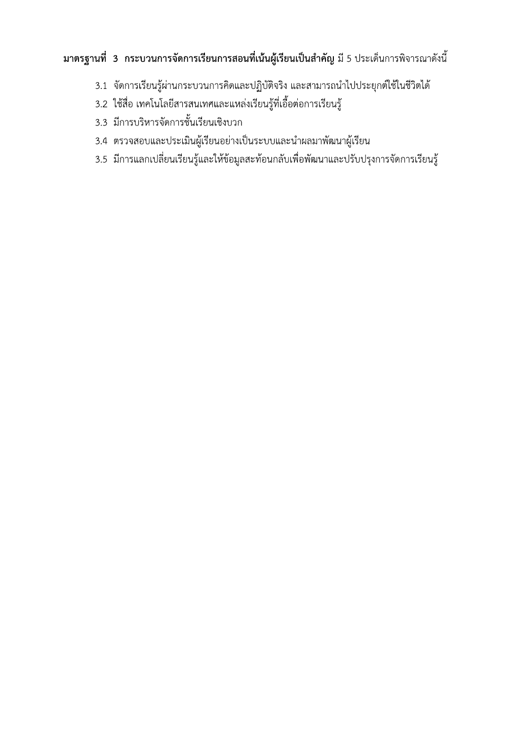**มาตรฐานที่ 3 กระบวนการจัดการเรียนการสอนที่เน้นผู้เรียนเป็นสำคัญ** มี 5 ประเด็นการพิจารณาดังนี้

3.1 จัดการเรียนรู้ผ่านกระบวนการคิดและปฏิบัติจริง และสามารถนำไปประยุกต์ใช้ในชีวิตได้

3.2 ใช้สื่อ เทคโนโลยีสารสนเทศและแหล่งเรียนรู้ที่เอื้อต่อการเรียนรู้

3.3 มีการบริหารจัดการชั้นเรียนเชิงบวก

3.4 ตรวจสอบและประเมินผู้เรียนอย่างเป็นระบบและนำผลมาพัฒนาผู้เรียน

3.5 มีการแลกเปลี่ยนเรียนรู้และให้ข้อมูลสะท้อนกลับเพื่อพัฒนาและปรับปรุงการจัดการเรียนรู้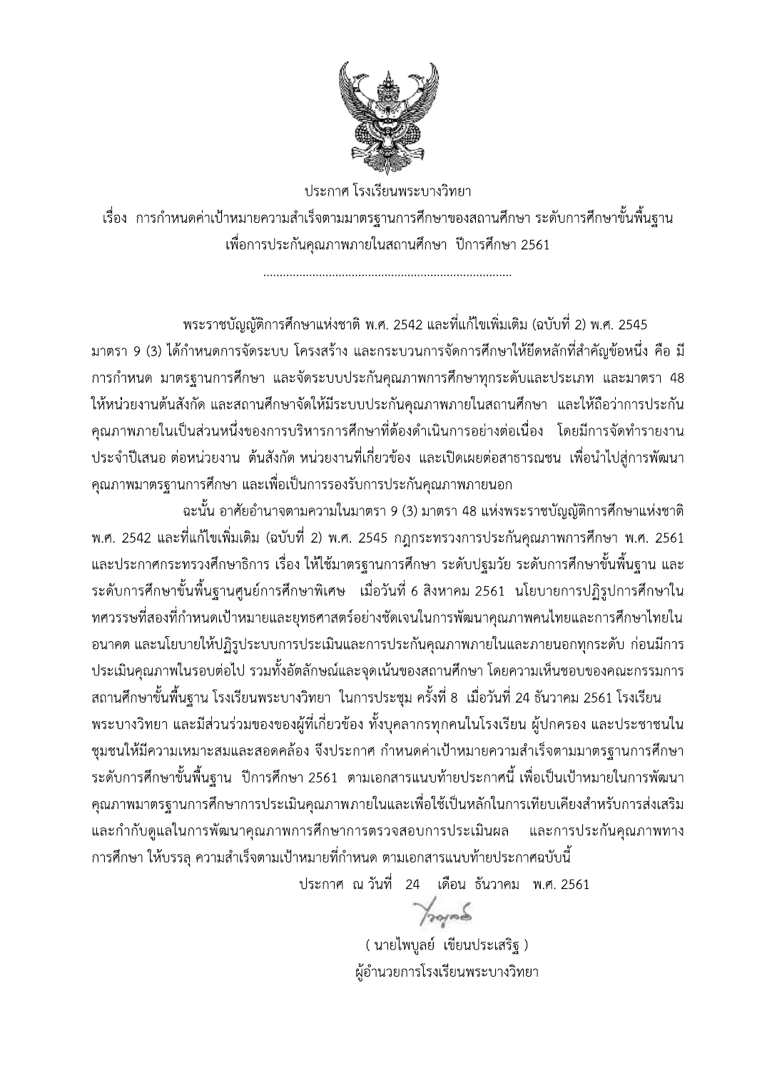ประกาศ โรงเรียนพระบางวิทยา

เรื่อง การกำหนดค่าเป้าหมายความสำเร็จตามมาตรฐานการศึกษาของสถานศึกษา ระดับการศึกษาขั้นพื้นฐาน เพื่อการประกันคุณภาพภายในสถานศึกษา ปีการศึกษา 2561

...........................................................................

พระราชบัญญัติการศึกษาแห่งชาติ พ.ศ. 2542 และที่แก้ไขเพิ่มเติม (ฉบับที่ 2) พ.ศ. 2545 มาตรา 9 (3) ได้กำหนดการจัดระบบ โครงสร้าง และกระบวนการจัดการศึกษาให้ยึดหลักที่สำคัญข้อหนึ่ง คือ มีการกำหนด มาตรฐานการศึกษา และจัดระบบประกันคุณภาพการศึกษาทุกระดับและประเภท และมาตรา 48 ให้หน่วยงานต้นสังกัด และสถานศึกษาจัดให้มีระบบประกันคุณภาพภายในสถานศึกษา และให้ถือว่าการประกันคุณภาพภายในเป็นส่วนหนึ่งของการบริหารการศึกษาที่ต้องดำเนินการอย่างต่อเนื่อง โดยมีการจัดทำรายงานประจำปีเสนอ ต่อหน่วยงาน ต้นสังกัด หน่วยงานที่เกี่ยวข้อง และเปิดเผยต่อสาธารณชน เพื่อนำไปสู่การพัฒนาคุณภาพมาตรฐานการศึกษา และเพื่อเป็นการรองรับการประกันคุณภาพภายนอก

ฉะนั้น อาศัยอำนาจตามความในมาตรา 9 (3) มาตรา 48 แห่งพระราชบัญญัติการศึกษาแห่งชาติ พ.ศ. 2542 และที่แก้ไขเพิ่มเติม (ฉบับที่ 2) พ.ศ. 2545 กฎกระทรวงการประกันคุณภาพการศึกษา พ.ศ. 2561 และประกาศกระทรวงศึกษาธิการ เรื่อง ให้ใช้มาตรฐานการศึกษา ระดับปฐมวัย ระดับการศึกษาขั้นพื้นฐาน และระดับการศึกษาขั้นพื้นฐานศูนย์การศึกษาพิเศษ เมื่อวันที่ 6 สิงหาคม 2561 นโยบายการปฏิรูปการศึกษาในทศวรรษที่สองที่กำหนดเป้าหมายและยุทธศาสตร์อย่างชัดเจนในการพัฒนาคุณภาพคนไทยและการศึกษาไทยในอนาคต และนโยบายให้ปฏิรูประบบการประเมินและการประกันคุณภาพภายในและภายนอกทุกระดับ ก่อนมีการประเมินคุณภาพในรอบต่อไป รวมทั้งอัตลักษณ์และจุดเน้นของสถานศึกษา โดยความเห็นชอบของคณะกรรมการสถานศึกษาขั้นพื้นฐาน โรงเรียนพระบางวิทยา ในการประชุม ครั้งที่ 8 เมื่อวันที่ 24 ธันวาคม 2561 โรงเรียนพระบางวิทยา และมีส่วนร่วมของของผู้ที่เกี่ยวข้อง ทั้งบุคลากรทุกคนในโรงเรียน ผู้ปกครอง และประชาชนในชุมชนให้มีความเหมาะสมและสอดคล้อง จึงประกาศ กำหนดค่าเป้าหมายความสำเร็จตามมาตรฐานการศึกษา ระดับการศึกษาขั้นพื้นฐาน ปีการศึกษา 2561 ตามเอกสารแนบท้ายประกาศนี้ เพื่อเป็นเป้าหมายในการพัฒนาคุณภาพมาตรฐานการศึกษาการประเมินคุณภาพภายในและเพื่อใช้เป็นหลักในการเทียบเคียงสำหรับการส่งเสริมและกำกับดูแลในการพัฒนาคุณภาพการศึกษาการตรวจสอบการประเมินผล และการประกันคุณภาพทางการศึกษา ให้บรรลุ ความสำเร็จตามเป้าหมายที่กำหนด ตามเอกสารแนบท้ายประกาศฉบับนี้

ประกาศ ณ วันที่ 24 เดือน ธันวาคม พ.ศ. 2561

( นายไพบูลย์ เขียนประเสริฐ )

ผู้อำนวยการโรงเรียนพระบางวิทยา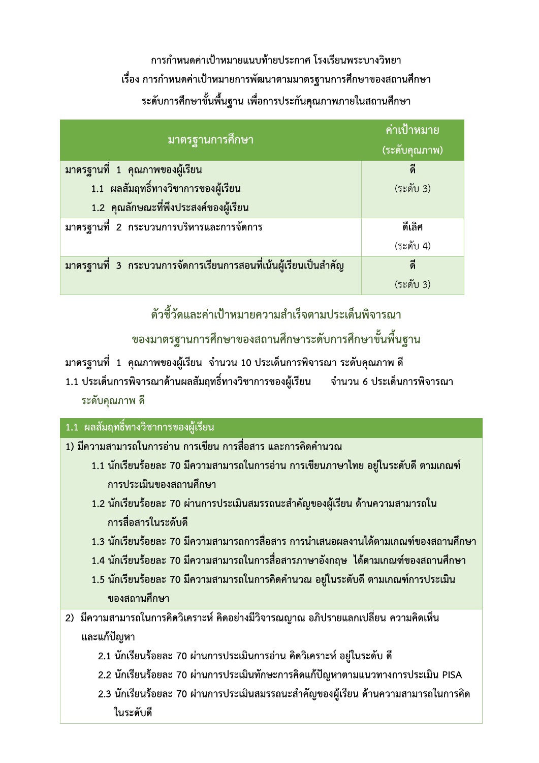การกำหนดค่าเป้าหมายแนบท้ายประกาศ โรงเรียนพระบางวิทยา

เรื่อง การกำหนดค่าเป้าหมายการพัฒนาตามมาตรฐานการศึกษาของสถานศึกษา

ระดับการศึกษาขั้นพื้นฐาน เพื่อการประกันคุณภาพภายในสถานศึกษา

| มาตรฐานการศึกษา | ค่าเป้าหมาย (ระดับคุณภาพ) |
|---|---|
| มาตรฐานที่ 1 คุณภาพของผู้เรียน<br>1.1 ผลสัมฤทธิ์ทางวิชาการของผู้เรียน<br>1.2 คุณลักษณะที่พึงประสงค์ของผู้เรียน | ดี<br>(ระดับ 3) |
| มาตรฐานที่ 2 กระบวนการบริหารและการจัดการ | ดีเลิศ<br>(ระดับ 4) |
| มาตรฐานที่ 3 กระบวนการจัดการเรียนการสอนที่เน้นผู้เรียนเป็นสำคัญ | ดี<br>(ระดับ 3) |

## ตัวชี้วัดและค่าเป้าหมายความสำเร็จตามประเด็นพิจารณา ของมาตรฐานการศึกษาของสถานศึกษาระดับการศึกษาขั้นพื้นฐาน

**มาตรฐานที่ 1 คุณภาพของผู้เรียน จำนวน 10 ประเด็นการพิจารณา ระดับคุณภาพ ดี**

**1.1 ประเด็นการพิจารณาด้านผลสัมฤทธิ์ทางวิชาการของผู้เรียน จำนวน 6 ประเด็นการพิจารณา ระดับคุณภาพ ดี**

| 1.1 ผลสัมฤทธิ์ทางวิชาการของผู้เรียน |
|---|
| 1) มีความสามารถในการอ่าน การเขียน การสื่อสาร และการคิดคำนวณ<br>1.1 นักเรียนร้อยละ 70 มีความสามารถในการอ่าน การเขียนภาษาไทย อยู่ในระดับดี ตามเกณฑ์การประเมินของสถานศึกษา<br>1.2 นักเรียนร้อยละ 70 ผ่านการประเมินสมรรถนะสำคัญของผู้เรียน ด้านความสามารถในการสื่อสารในระดับดี<br>1.3 นักเรียนร้อยละ 70 มีความสามารถการสื่อสาร การนำเสนอผลงานได้ตามเกณฑ์ของสถานศึกษา<br>1.4 นักเรียนร้อยละ 70 มีความสามารถในการสื่อสารภาษาอังกฤษ ได้ตามเกณฑ์ของสถานศึกษา<br>1.5 นักเรียนร้อยละ 70 มีความสามารถในการคิดคำนวณ อยู่ในระดับดี ตามเกณฑ์การประเมินของสถานศึกษา |
| 2) มีความสามารถในการคิดวิเคราะห์ คิดอย่างมีวิจารณญาณ อภิปรายแลกเปลี่ยน ความคิดเห็น และแก้ปัญหา<br>2.1 นักเรียนร้อยละ 70 ผ่านการประเมินการอ่าน คิดวิเคราะห์ อยู่ในระดับ ดี<br>2.2 นักเรียนร้อยละ 70 ผ่านการประเมินทักษะการคิดแก้ปัญหาตามแนวทางการประเมิน PISA<br>2.3 นักเรียนร้อยละ 70 ผ่านการประเมินสมรรถนะสำคัญของผู้เรียน ด้านความสามารถในการคิดในระดับดี |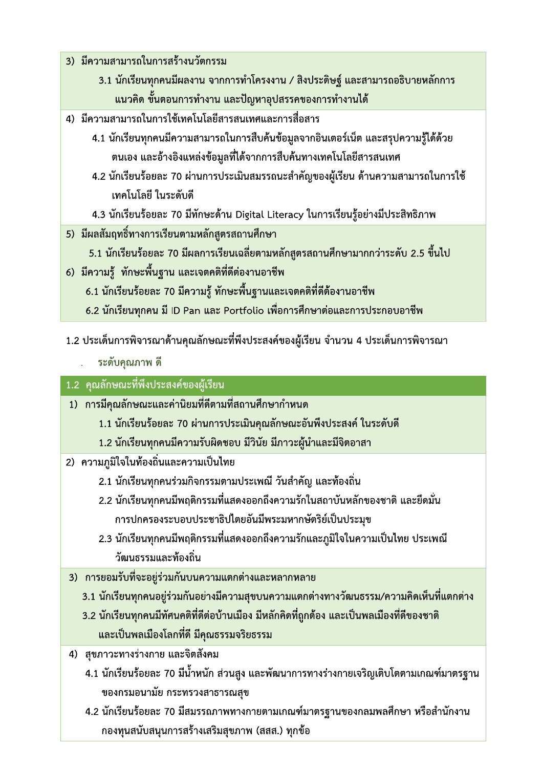3) มีความสามารถในการสร้างนวัตกรรม

3.1 นักเรียนทุกคนมีผลงาน จากการทำโครงงาน / สิ่งประดิษฐ์ และสามารถอธิบายหลักการ แนวคิด ขั้นตอนการทำงาน และปัญหาอุปสรรคของการทำงานได้

4) มีความสามารถในการใช้เทคโนโลยีสารสนเทศและการสื่อสาร

4.1 นักเรียนทุกคนมีความสามารถในการสืบค้นข้อมูลจากอินเตอร์เน็ต และสรุปความรู้ได้ด้วยตนเอง และอ้างอิงแหล่งข้อมูลที่ได้จากการสืบค้นทางเทคโนโลยีสารสนเทศ

4.2 นักเรียนร้อยละ 70 ผ่านการประเมินสมรรถนะสำคัญของผู้เรียน ด้านความสามารถในการใช้เทคโนโลยี ในระดับดี

4.3 นักเรียนร้อยละ 70 มีทักษะด้าน Digital Literacy ในการเรียนรู้อย่างมีประสิทธิภาพ

5) มีผลสัมฤทธิ์ทางการเรียนตามหลักสูตรสถานศึกษา

5.1 นักเรียนร้อยละ 70 มีผลการเรียนเฉลี่ยตามหลักสูตรสถานศึกษามากกว่าระดับ 2.5 ขึ้นไป

6) มีความรู้ ทักษะพื้นฐาน และเจตคติที่ดีต่องานอาชีพ

6.1 นักเรียนร้อยละ 70 มีความรู้ ทักษะพื้นฐานและเจตคติที่ดีต้องานอาชีพ

6.2 นักเรียนทุกคน มี ID Pan และ Portfolio เพื่อการศึกษาต่อและการประกอบอาชีพ

1.2 ประเด็นการพิจารณาด้านคุณลักษณะที่พึงประสงค์ของผู้เรียน จำนวน 4 ประเด็นการพิจารณา

**ระดับคุณภาพ ดี**

**1.2 คุณลักษณะที่พึงประสงค์ของผู้เรียน**

1) การมีคุณลักษณะและค่านิยมที่ดีตามที่สถานศึกษากำหนด

1.1 นักเรียนร้อยละ 70 ผ่านการประเมินคุณลักษณะอันพึงประสงค์ ในระดับดี

1.2 นักเรียนทุกคนมีความรับผิดชอบ มีวินัย มีภาวะผู้นำและมีจิตอาสา

2) ความภูมิใจในท้องถิ่นและความเป็นไทย

2.1 นักเรียนทุกคนร่วมกิจกรรมตามประเพณี วันสำคัญ และท้องถิ่น

2.2 นักเรียนทุกคนมีพฤติกรรมที่แสดงออกถึงความรักในสถาบันหลักของชาติ และยึดมั่นการปกครองระบบประชาธิปไตยอันมีพระมหากษัตริย์เป็นประมุข

2.3 นักเรียนทุกคนมีพฤติกรรมที่แสดงออกถึงความรักและภูมิใจในความเป็นไทย ประเพณี วัฒนธรรมและท้องถิ่น

3) การยอมรับที่จะอยู่ร่วมกันบนความแตกต่างและหลากหลาย

3.1 นักเรียนทุกคนอยู่ร่วมกันอย่างมีความสุขบนความแตกต่างทางวัฒนธรรม/ความคิดเห็นที่แตกต่าง

3.2 นักเรียนทุกคนมีทัศนคติที่ดีต่อบ้านเมือง มีหลักคิดที่ถูกต้อง และเป็นพลเมืองที่ดีของชาติ และเป็นพลเมืองโลกที่ดี มีคุณธรรมจริยธรรม

4) สุขภาวะทางร่างกาย และจิตสังคม

4.1 นักเรียนร้อยละ 70 มีน้ำหนัก ส่วนสูง และพัฒนาการทางร่างกายเจริญเติบโตตามเกณฑ์มาตรฐานของกรมอนามัย กระทรวงสาธารณสุข

4.2 นักเรียนร้อยละ 70 มีสมรรถภาพทางกายตามเกณฑ์มาตรฐานของกลมพลศึกษา หรือสำนักงานกองทุนสนับสนุนการสร้างเสริมสุขภาพ (สสส.) ทุกข้อ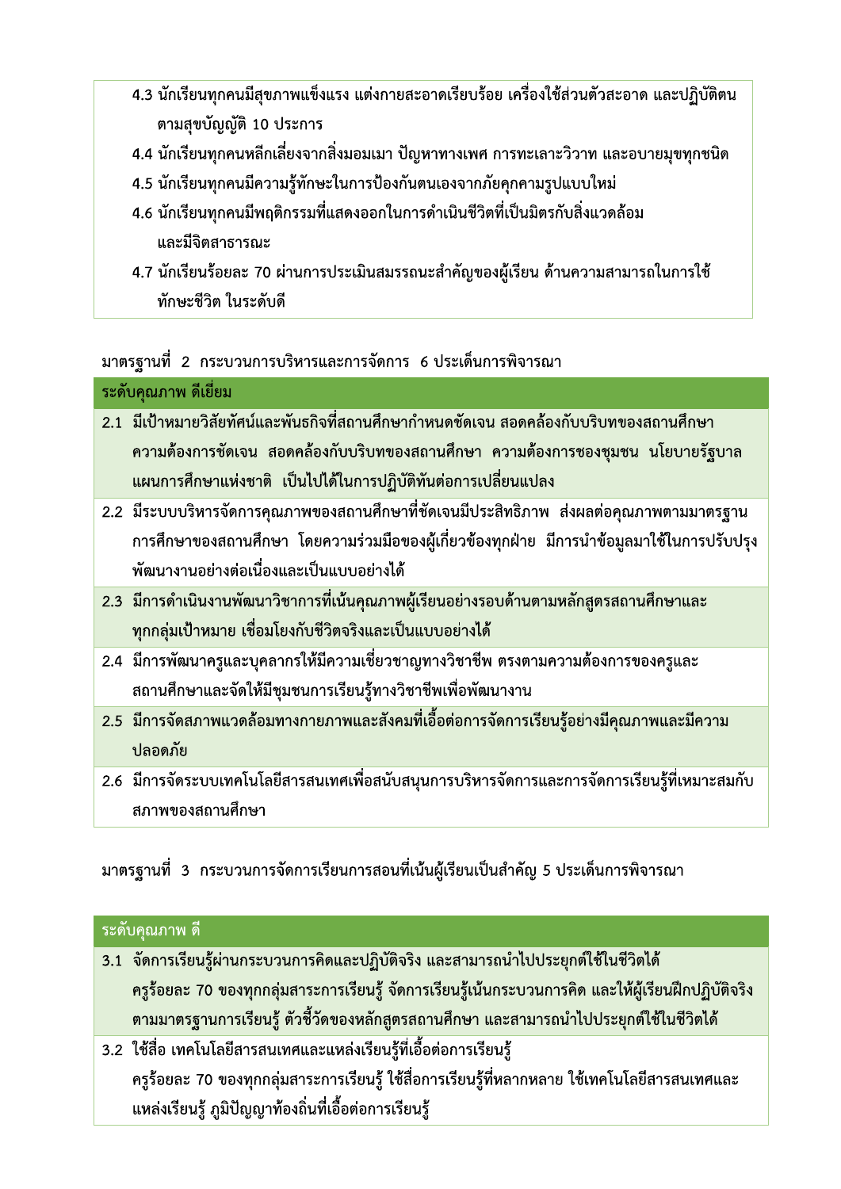4.3 นักเรียนทุกคนมีสุขภาพแข็งแรง แต่งกายสะอาดเรียบร้อย เครื่องใช้ส่วนตัวสะอาด และปฏิบัติตนตามสุขบัญญัติ 10 ประการ

4.4 นักเรียนทุกคนหลีกเลี่ยงจากสิ่งมอมเมา ปัญหาทางเพศ การทะเลาะวิวาท และอบายมุขทุกชนิด

4.5 นักเรียนทุกคนมีความรู้ทักษะในการป้องกันตนเองจากภัยคุกคามรูปแบบใหม่

4.6 นักเรียนทุกคนมีพฤติกรรมที่แสดงออกในการดำเนินชีวิตที่เป็นมิตรกับสิ่งแวดล้อม และมีจิตสาธารณะ

4.7 นักเรียนร้อยละ 70 ผ่านการประเมินสมรรถนะสำคัญของผู้เรียน ด้านความสามารถในการใช้ทักษะชีวิต ในระดับดี

มาตรฐานที่ 2 กระบวนการบริหารและการจัดการ 6 ประเด็นการพิจารณา

| ระดับคุณภาพ ดีเยี่ยม |
| --- |
| 2.1 มีเป้าหมายวิสัยทัศน์และพันธกิจที่สถานศึกษากำหนดชัดเจน สอดคล้องกับบริบทของสถานศึกษา ความต้องการชัดเจน สอดคล้องกับบริบทของสถานศึกษา ความต้องการชองชุมชน นโยบายรัฐบาล แผนการศึกษาแห่งชาติ เป็นไปได้ในการปฏิบัติทันต่อการเปลี่ยนแปลง |
| 2.2 มีระบบบริหารจัดการคุณภาพของสถานศึกษาที่ชัดเจนมีประสิทธิภาพ ส่งผลต่อคุณภาพตามมาตรฐานการศึกษาของสถานศึกษา โดยความร่วมมือของผู้เกี่ยวข้องทุกฝ่าย มีการนำข้อมูลมาใช้ในการปรับปรุงพัฒนางานอย่างต่อเนื่องและเป็นแบบอย่างได้ |
| 2.3 มีการดำเนินงานพัฒนาวิชาการที่เน้นคุณภาพผู้เรียนอย่างรอบด้านตามหลักสูตรสถานศึกษาและทุกกลุ่มเป้าหมาย เชื่อมโยงกับชีวิตจริงและเป็นแบบอย่างได้ |
| 2.4 มีการพัฒนาครูและบุคลากรให้มีความเชี่ยวชาญทางวิชาชีพ ตรงตามความต้องการของครูและสถานศึกษาและจัดให้มีชุมชนการเรียนรู้ทางวิชาชีพเพื่อพัฒนางาน |
| 2.5 มีการจัดสภาพแวดล้อมทางกายภาพและสังคมที่เอื้อต่อการจัดการเรียนรู้อย่างมีคุณภาพและมีความปลอดภัย |
| 2.6 มีการจัดระบบเทคโนโลยีสารสนเทศเพื่อสนับสนุนการบริหารจัดการและการจัดการเรียนรู้ที่เหมาะสมกับสภาพของสถานศึกษา |

มาตรฐานที่ 3 กระบวนการจัดการเรียนการสอนที่เน้นผู้เรียนเป็นสำคัญ 5 ประเด็นการพิจารณา

| ระดับคุณภาพ ดี |
| --- |
| 3.1 จัดการเรียนรู้ผ่านกระบวนการคิดและปฏิบัติจริง และสามารถนำไปประยุกต์ใช้ในชีวิตได้ ครูร้อยละ 70 ของทุกกลุ่มสาระการเรียนรู้ จัดการเรียนรู้เน้นกระบวนการคิด และให้ผู้เรียนฝึกปฏิบัติจริง ตามมาตรฐานการเรียนรู้ ตัวชี้วัดของหลักสูตรสถานศึกษา และสามารถนำไปประยุกต์ใช้ในชีวิตได้ |
| 3.2 ใช้สื่อ เทคโนโลยีสารสนเทศและแหล่งเรียนรู้ที่เอื้อต่อการเรียนรู้ ครูร้อยละ 70 ของทุกกลุ่มสาระการเรียนรู้ ใช้สื่อการเรียนรู้ที่หลากหลาย ใช้เทคโนโลยีสารสนเทศและแหล่งเรียนรู้ ภูมิปัญญาท้องถิ่นที่เอื้อต่อการเรียนรู้ |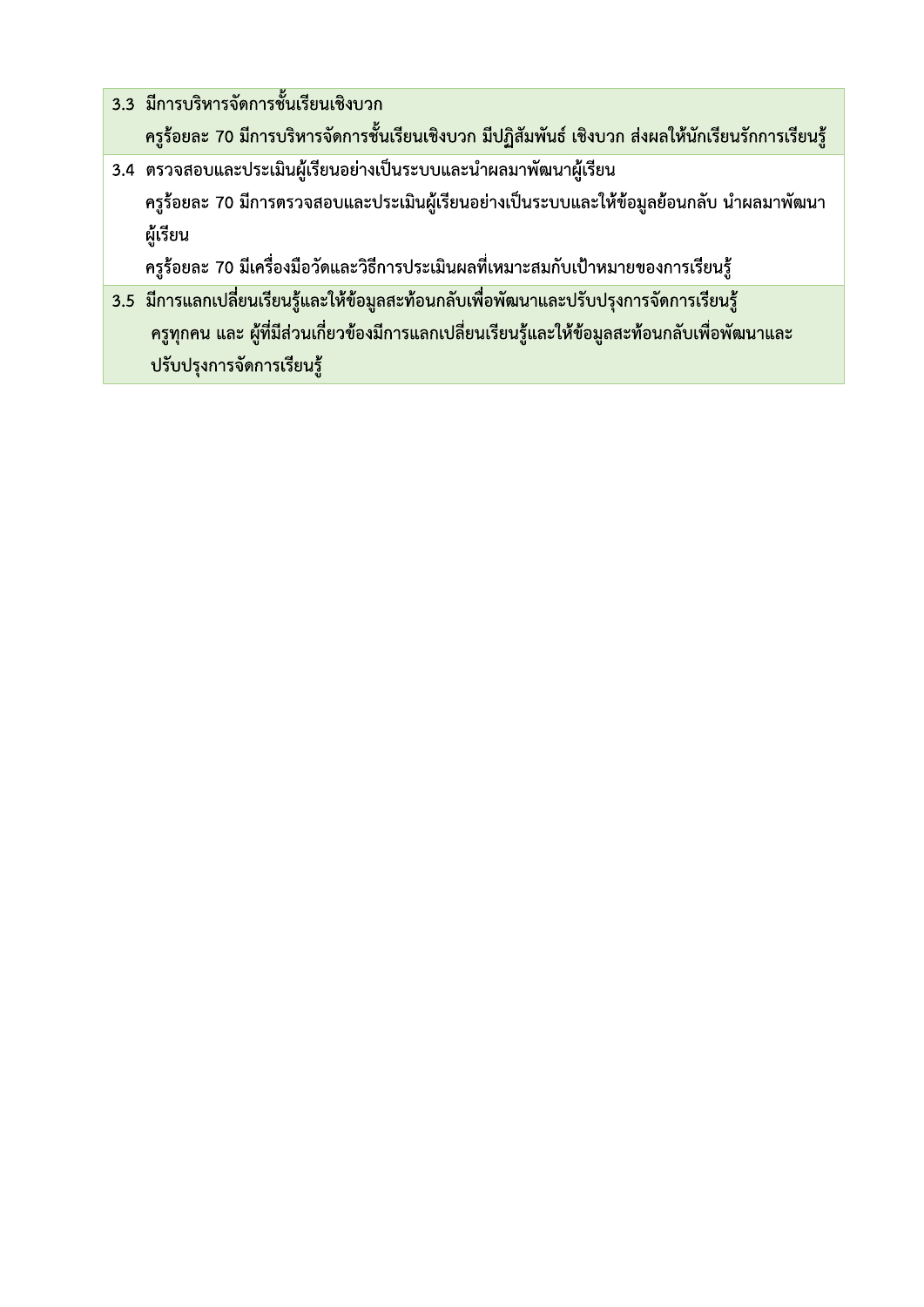**3.3 มีการบริหารจัดการชั้นเรียนเชิงบวก**

**ครูร้อยละ 70 มีการบริหารจัดการชั้นเรียนเชิงบวก มีปฏิสัมพันธ์ เชิงบวก ส่งผลให้นักเรียนรักการเรียนรู้**

**3.4 ตรวจสอบและประเมินผู้เรียนอย่างเป็นระบบและนำผลมาพัฒนาผู้เรียน**

**ครูร้อยละ 70 มีการตรวจสอบและประเมินผู้เรียนอย่างเป็นระบบและให้ข้อมูลย้อนกลับ นำผลมาพัฒนาผู้เรียน**

**ครูร้อยละ 70 มีเครื่องมือวัดและวิธีการประเมินผลที่เหมาะสมกับเป้าหมายของการเรียนรู้**

**3.5 มีการแลกเปลี่ยนเรียนรู้และให้ข้อมูลสะท้อนกลับเพื่อพัฒนาและปรับปรุงการจัดการเรียนรู้**

**ครูทุกคน และ ผู้ที่มีส่วนเกี่ยวข้องมีการแลกเปลี่ยนเรียนรู้และให้ข้อมูลสะท้อนกลับเพื่อพัฒนาและปรับปรุงการจัดการเรียนรู้**